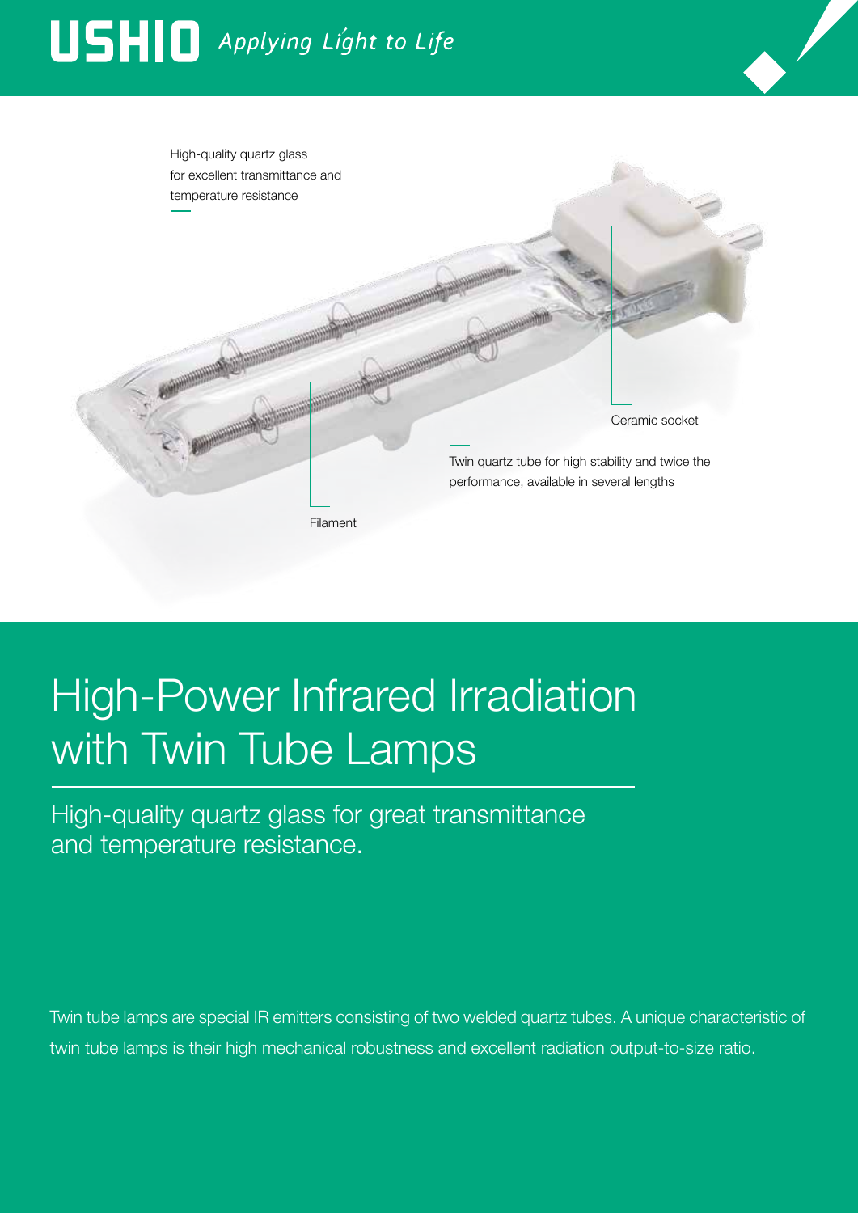USHIO *Applying Light to Life*

High-quality quartz glass for excellent transmittance and temperature resistance

Ceramic socket

Twin quartz tube for high stability and twice the performance, available in several lengths

Filament

# High-Power Infrared Irradiation with Twin Tube Lamps

## High-quality quartz glass for great transmittance and temperature resistance.

Twin tube lamps are special IR emitters consisting of two welded quartz tubes. A unique characteristic of twin tube lamps is their high mechanical robustness and excellent radiation output-to-size ratio.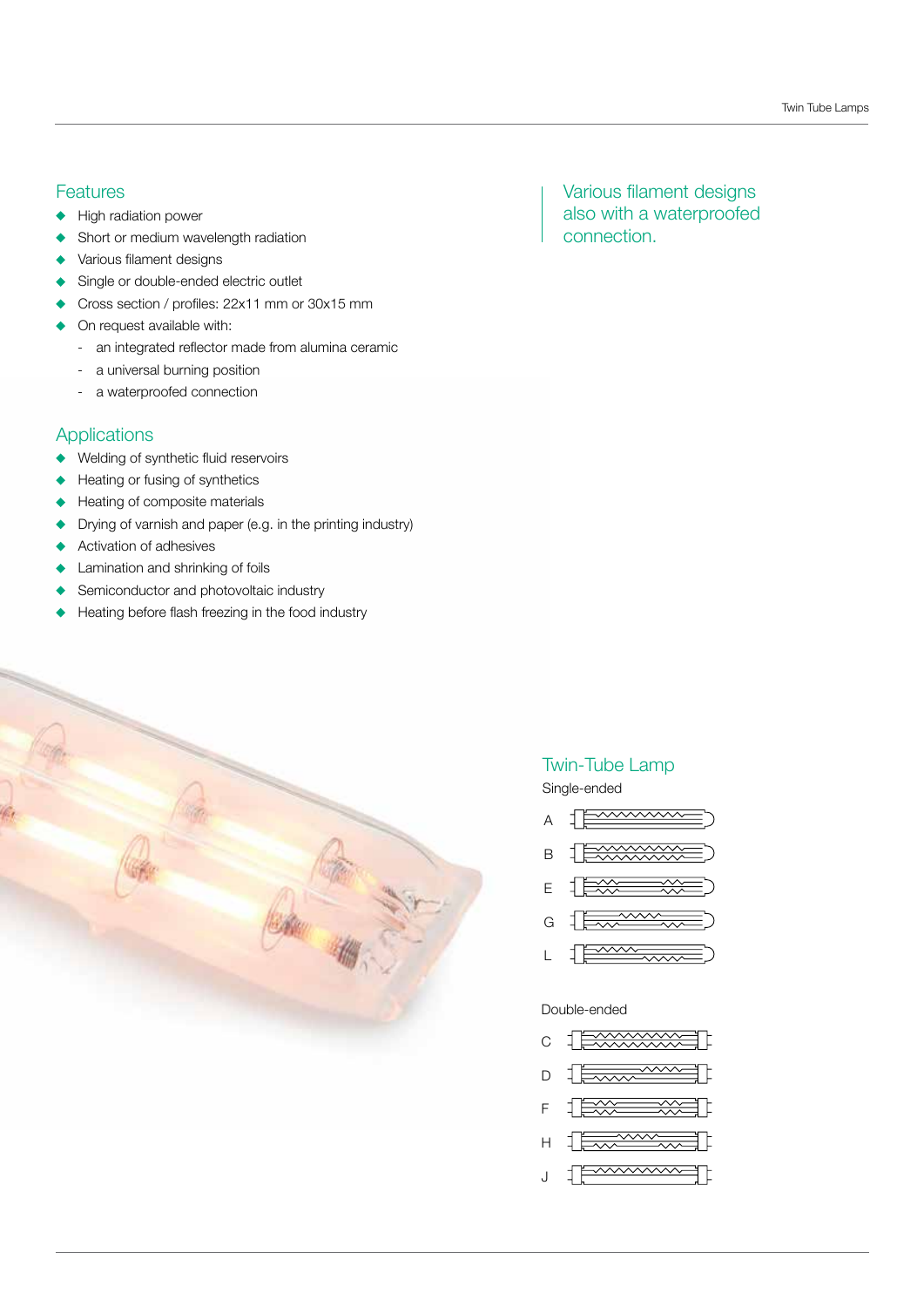## Features

- High radiation power
- Short or medium wavelength radiation
- Various filament designs
- Single or double-ended electric outlet
- Cross section / profiles: 22x11 mm or 30x15 mm
- On request available with:
  - an integrated reflector made from alumina ceramic
  - a universal burning position
  - a waterproofed connection

## Applications

- Welding of synthetic fluid reservoirs
- Heating or fusing of synthetics
- Heating of composite materials
- Drying of varnish and paper (e.g. in the printing industry)
- Activation of adhesives
- Lamination and shrinking of foils
- Semiconductor and photovoltaic industry
- Heating before flash freezing in the food industry

Various filament designs also with a waterproofed connection.

## Twin-Tube Lamp

Single-ended

A

B

E

G

L

Double-ended

C

D

F

H

J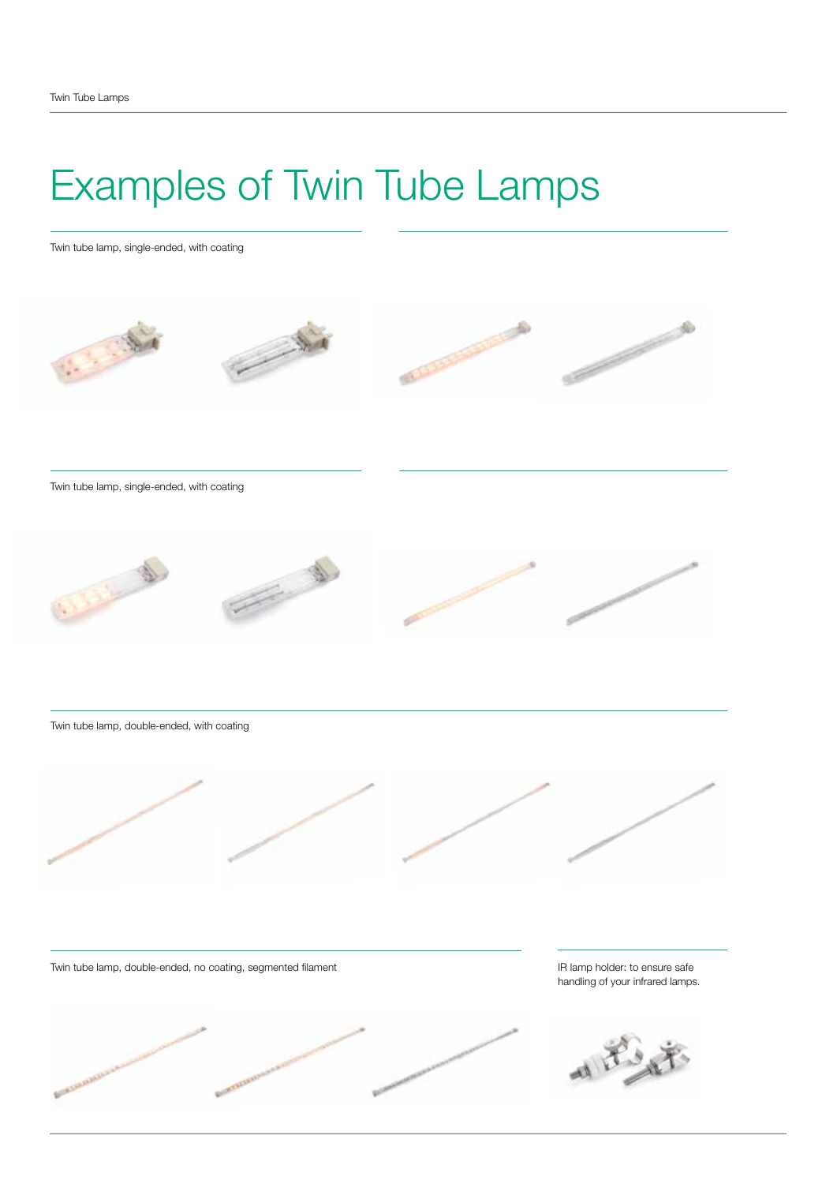# Examples of Twin Tube Lamps

Twin tube lamp, single-ended, with coating

Twin tube lamp, single-ended, with coating

Twin tube lamp, double-ended, with coating

Twin tube lamp, double-ended, no coating, segmented filament

IR lamp holder: to ensure safe handling of your infrared lamps.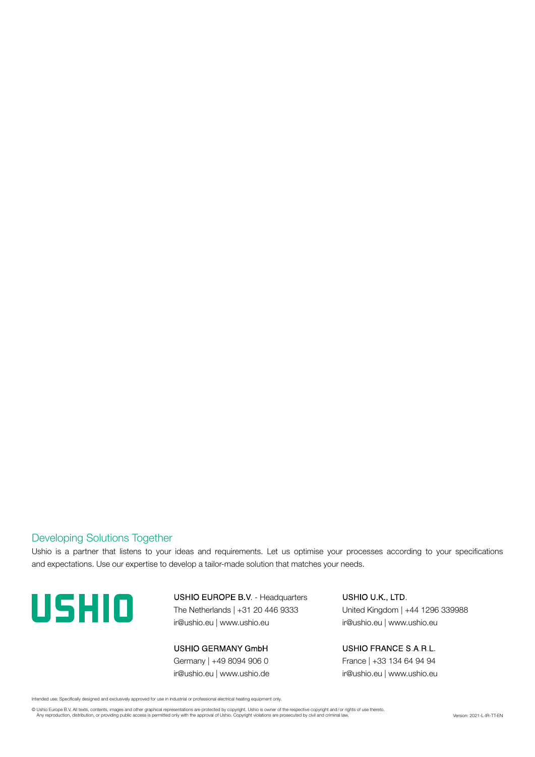## Developing Solutions Together

Ushio is a partner that listens to your ideas and requirements. Let us optimise your processes according to your specifications and expectations. Use our expertise to develop a tailor-made solution that matches your needs.

USHIO

**USHIO EUROPE B.V.** - Headquarters
The Netherlands | +31 20 446 9333
ir@ushio.eu | www.ushio.eu

**USHIO GERMANY GmbH**
Germany | +49 8094 906 0
ir@ushio.eu | www.ushio.de

**USHIO U.K., LTD.**
United Kingdom | +44 1296 339988
ir@ushio.eu | www.ushio.eu

**USHIO FRANCE S.A.R.L.**
France | +33 134 64 94 94
ir@ushio.eu | www.ushio.eu

Intended use: Specifically designed and exclusively approved for use in industrial or professional electrical heating equipment only.

© Ushio Europe B.V. All texts, contents, images and other graphical representations are protected by copyright. Ushio is owner of the respective copyright and/or rights of use thereto. Any reproduction, distribution, or providing public access is permitted only with the approval of Ushio. Copyright violations are prosecuted by civil and criminal law.

Version: 2021-L-IR-TT-EN